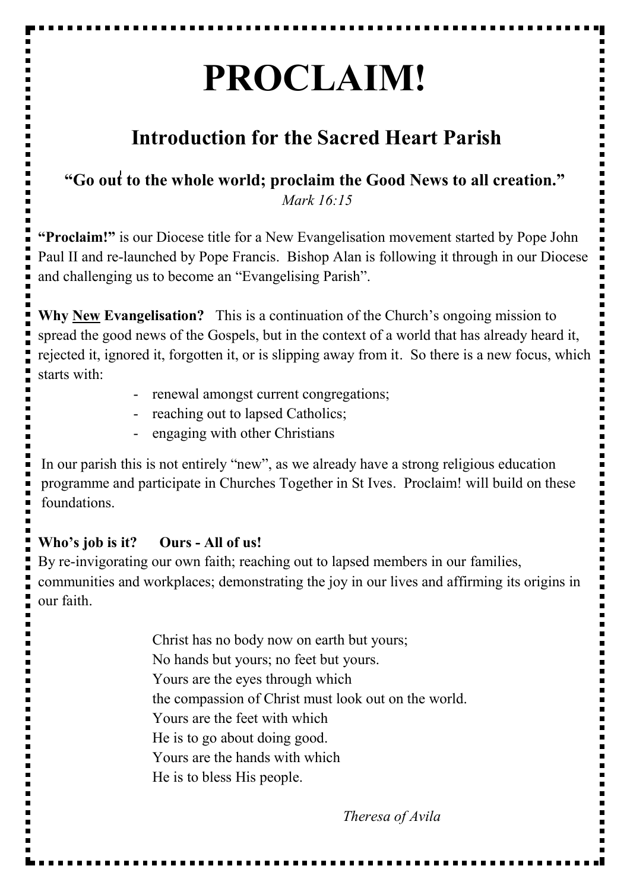# PROCLAIM!

## Introduction for the Sacred Heart Parish

**"Go out to the whole world; proclaim the Good News to all creation."**
*Mark 16:15*

**"Proclaim!"** is our Diocese title for a New Evangelisation movement started by Pope John Paul II and re-launched by Pope Francis. Bishop Alan is following it through in our Diocese and challenging us to become an "Evangelising Parish".

**Why <u>New</u> Evangelisation?** This is a continuation of the Church's ongoing mission to spread the good news of the Gospels, but in the context of a world that has already heard it, rejected it, ignored it, forgotten it, or is slipping away from it. So there is a new focus, which starts with:

- renewal amongst current congregations;
- reaching out to lapsed Catholics;
- engaging with other Christians

In our parish this is not entirely "new", as we already have a strong religious education programme and participate in Churches Together in St Ives. Proclaim! will build on these foundations.

**Who's job is it? Ours - All of us!**
By re-invigorating our own faith; reaching out to lapsed members in our families, communities and workplaces; demonstrating the joy in our lives and affirming its origins in our faith.

Christ has no body now on earth but yours;
No hands but yours; no feet but yours.
Yours are the eyes through which
the compassion of Christ must look out on the world.
Yours are the feet with which
He is to go about doing good.
Yours are the hands with which
He is to bless His people.

*Theresa of Avila*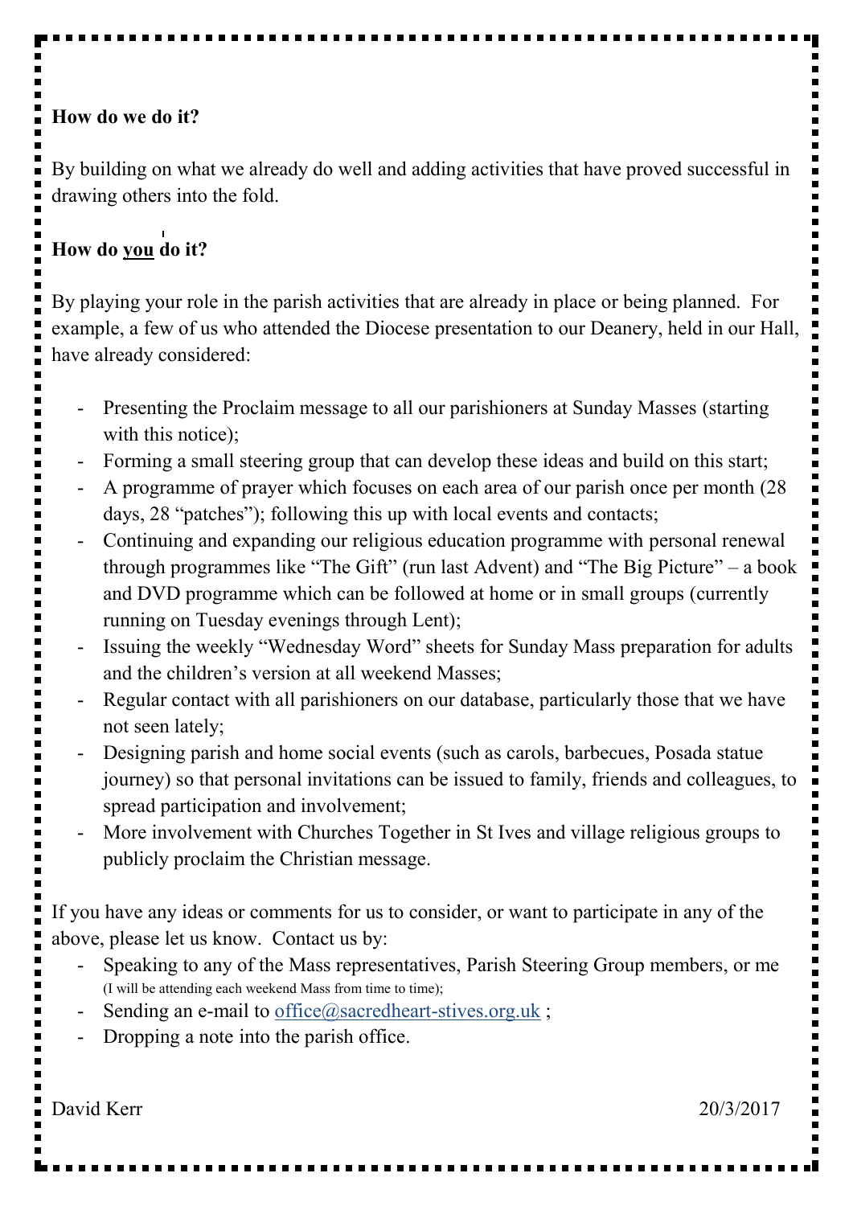**How do we do it?**

By building on what we already do well and adding activities that have proved successful in drawing others into the fold.

**How do <u>you</u> do it?**

By playing your role in the parish activities that are already in place or being planned. For example, a few of us who attended the Diocese presentation to our Deanery, held in our Hall, have already considered:

- Presenting the Proclaim message to all our parishioners at Sunday Masses (starting with this notice);
- Forming a small steering group that can develop these ideas and build on this start;
- A programme of prayer which focuses on each area of our parish once per month (28 days, 28 "patches"); following this up with local events and contacts;
- Continuing and expanding our religious education programme with personal renewal through programmes like "The Gift" (run last Advent) and "The Big Picture" – a book and DVD programme which can be followed at home or in small groups (currently running on Tuesday evenings through Lent);
- Issuing the weekly "Wednesday Word" sheets for Sunday Mass preparation for adults and the children's version at all weekend Masses;
- Regular contact with all parishioners on our database, particularly those that we have not seen lately;
- Designing parish and home social events (such as carols, barbecues, Posada statue journey) so that personal invitations can be issued to family, friends and colleagues, to spread participation and involvement;
- More involvement with Churches Together in St Ives and village religious groups to publicly proclaim the Christian message.

If you have any ideas or comments for us to consider, or want to participate in any of the above, please let us know. Contact us by:

- Speaking to any of the Mass representatives, Parish Steering Group members, or me (I will be attending each weekend Mass from time to time);
- Sending an e-mail to office@sacredheart-stives.org.uk ;
- Dropping a note into the parish office.

David Kerr 20/3/2017